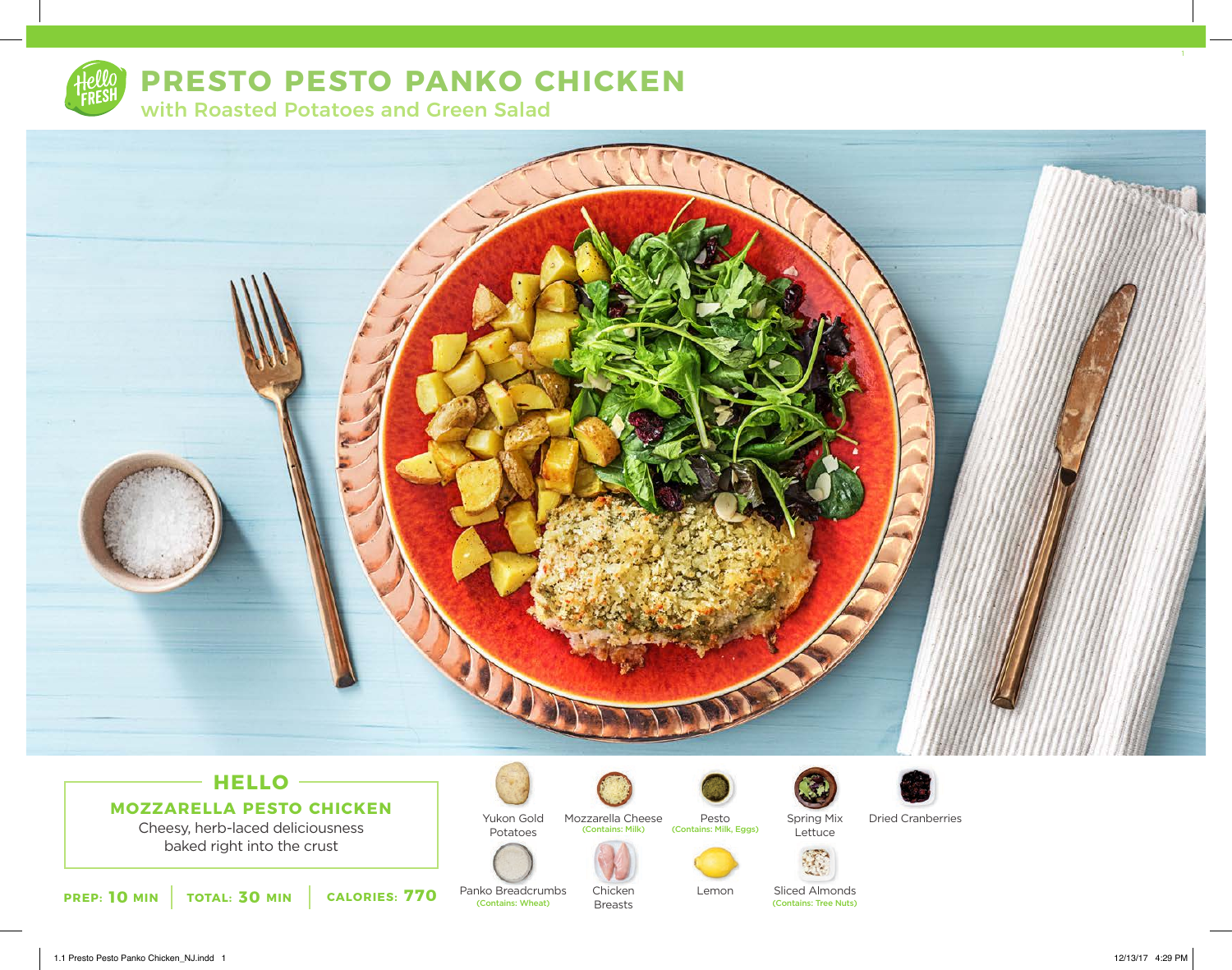# PRESTO PESTO PANKO CHICKEN

## with Roasted Potatoes and Green Salad

### HELLO

**MOZZARELLA PESTO CHICKEN**

Cheesy, herb-laced deliciousness baked right into the crust

**PREP:** 10 MIN | **TOTAL:** 30 MIN | **CALORIES:** 770

- Yukon Gold Potatoes
- Mozzarella Cheese (Contains: Milk)
- Pesto (Contains: Milk, Eggs)
- Spring Mix Lettuce
- Dried Cranberries
- Panko Breadcrumbs (Contains: Wheat)
- Chicken Breasts
- Lemon
- Sliced Almonds (Contains: Tree Nuts)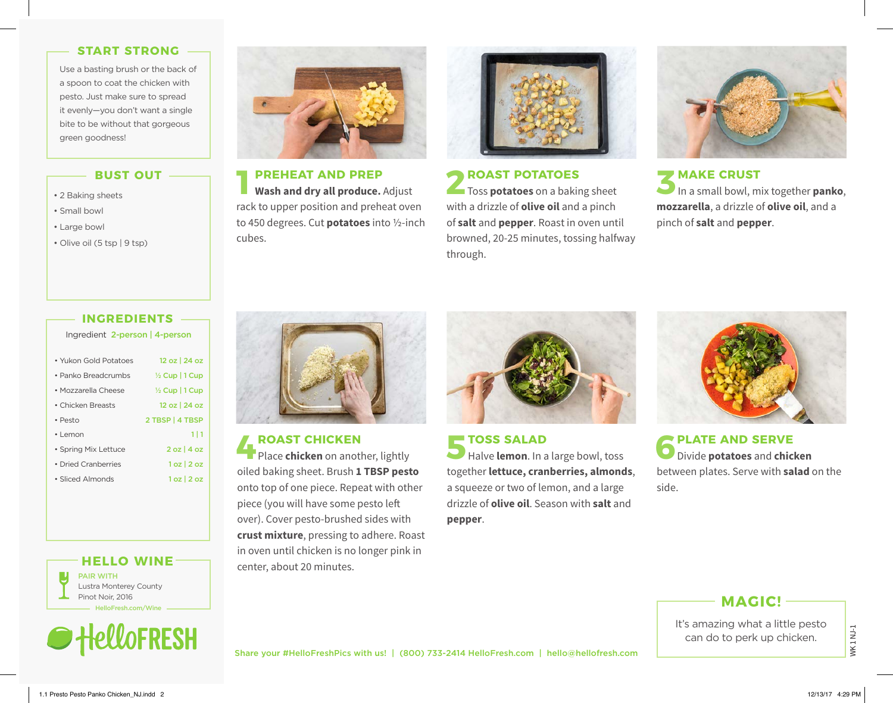## START STRONG

Use a basting brush or the back of a spoon to coat the chicken with pesto. Just make sure to spread it evenly—you don't want a single bite to be without that gorgeous green goodness!

## BUST OUT

- 2 Baking sheets
- Small bowl
- Large bowl
- Olive oil (5 tsp | 9 tsp)

## INGREDIENTS

| Ingredient | 2-person \| 4-person |
|---|---|
| Yukon Gold Potatoes | 12 oz \| 24 oz |
| Panko Breadcrumbs | ½ Cup \| 1 Cup |
| Mozzarella Cheese | ½ Cup \| 1 Cup |
| Chicken Breasts | 12 oz \| 24 oz |
| Pesto | 2 TBSP \| 4 TBSP |
| Lemon | 1 \| 1 |
| Spring Mix Lettuce | 2 oz \| 4 oz |
| Dried Cranberries | 1 oz \| 2 oz |
| Sliced Almonds | 1 oz \| 2 oz |

## HELLO WINE

PAIR WITH
Lustra Monterey County
Pinot Noir, 2016

HelloFresh.com/Wine

HelloFRESH

## 1 PREHEAT AND PREP

**Wash and dry all produce.** Adjust rack to upper position and preheat oven to 450 degrees. Cut **potatoes** into ½-inch cubes.

## 2 ROAST POTATOES

Toss **potatoes** on a baking sheet with a drizzle of **olive oil** and a pinch of **salt** and **pepper**. Roast in oven until browned, 20-25 minutes, tossing halfway through.

## 3 MAKE CRUST

In a small bowl, mix together **panko**, **mozzarella**, a drizzle of **olive oil**, and a pinch of **salt** and **pepper**.

## 4 ROAST CHICKEN

Place **chicken** on another, lightly oiled baking sheet. Brush **1 TBSP pesto** onto top of one piece. Repeat with other piece (you will have some pesto left over). Cover pesto-brushed sides with **crust mixture**, pressing to adhere. Roast in oven until chicken is no longer pink in center, about 20 minutes.

## 5 TOSS SALAD

Halve **lemon**. In a large bowl, toss together **lettuce, cranberries, almonds**, a squeeze or two of lemon, and a large drizzle of **olive oil**. Season with **salt** and **pepper**.

## 6 PLATE AND SERVE

Divide **potatoes** and **chicken** between plates. Serve with **salad** on the side.

## MAGIC!

It's amazing what a little pesto can do to perk up chicken.

Share your #HelloFreshPics with us! | (800) 733-2414 HelloFresh.com | hello@hellofresh.com

WK 1 NJ-1